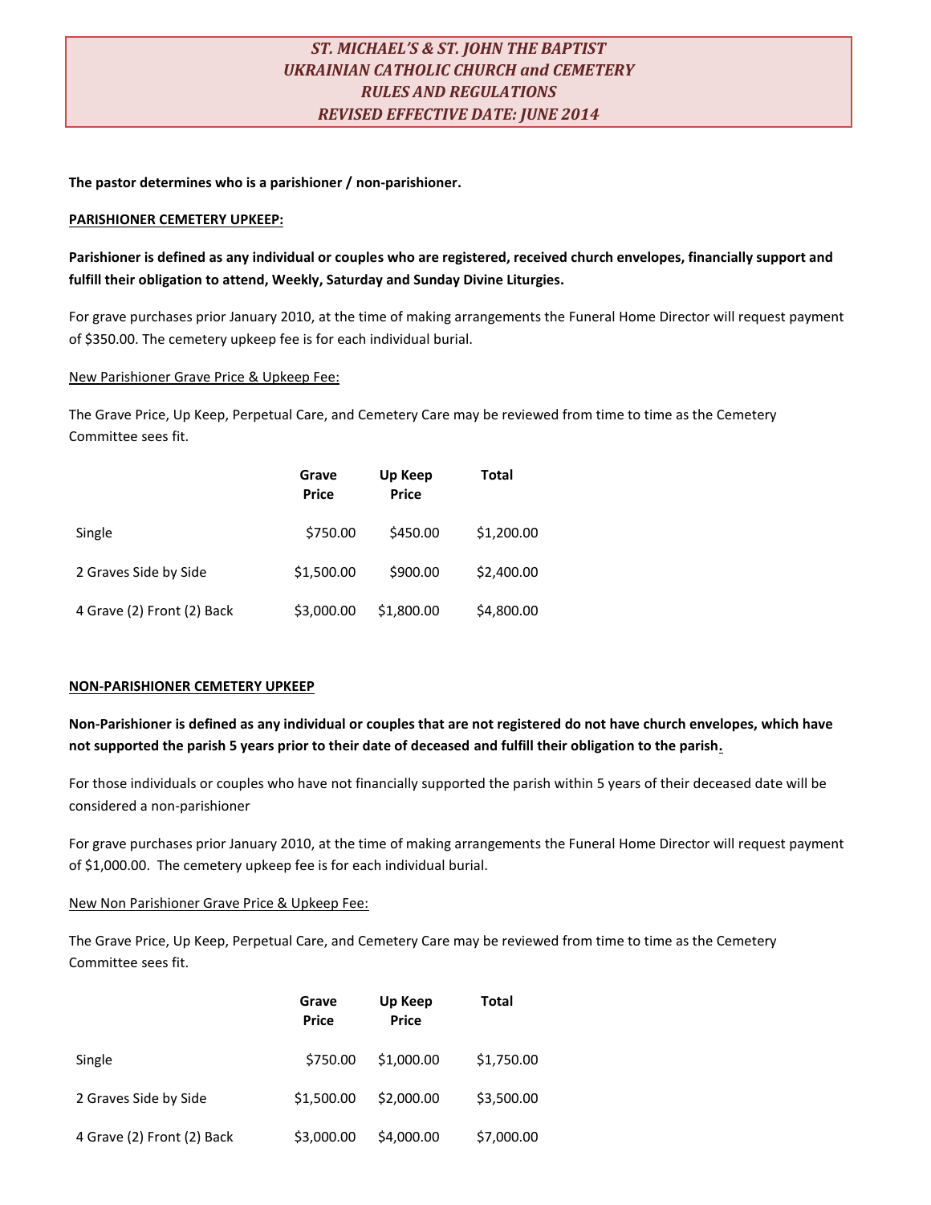# *ST. MICHAEL'S & ST. JOHN THE BAPTIST UKRAINIAN CATHOLIC CHURCH and CEMETERY RULES AND REGULATIONS REVISED EFFECTIVE DATE: JUNE 2014*

**The pastor determines who is a parishioner / non-parishioner.**

**PARISHIONER CEMETERY UPKEEP:**

**Parishioner is defined as any individual or couples who are registered, received church envelopes, financially support and fulfill their obligation to attend, Weekly, Saturday and Sunday Divine Liturgies.**

For grave purchases prior January 2010, at the time of making arrangements the Funeral Home Director will request payment of $350.00. The cemetery upkeep fee is for each individual burial.

New Parishioner Grave Price & Upkeep Fee:

The Grave Price, Up Keep, Perpetual Care, and Cemetery Care may be reviewed from time to time as the Cemetery Committee sees fit.

| | Grave Price | Up Keep Price | Total |
|---|---|---|---|
| Single | $750.00 | $450.00 | $1,200.00 |
| 2 Graves Side by Side | $1,500.00 | $900.00 | $2,400.00 |
| 4 Grave (2) Front (2) Back | $3,000.00 | $1,800.00 | $4,800.00 |

**NON-PARISHIONER CEMETERY UPKEEP**

**Non-Parishioner is defined as any individual or couples that are not registered do not have church envelopes, which have not supported the parish 5 years prior to their date of deceased and fulfill their obligation to the parish.**

For those individuals or couples who have not financially supported the parish within 5 years of their deceased date will be considered a non-parishioner

For grave purchases prior January 2010, at the time of making arrangements the Funeral Home Director will request payment of $1,000.00. The cemetery upkeep fee is for each individual burial.

New Non Parishioner Grave Price & Upkeep Fee:

The Grave Price, Up Keep, Perpetual Care, and Cemetery Care may be reviewed from time to time as the Cemetery Committee sees fit.

| | Grave Price | Up Keep Price | Total |
|---|---|---|---|
| Single | $750.00 | $1,000.00 | $1,750.00 |
| 2 Graves Side by Side | $1,500.00 | $2,000.00 | $3,500.00 |
| 4 Grave (2) Front (2) Back | $3,000.00 | $4,000.00 | $7,000.00 |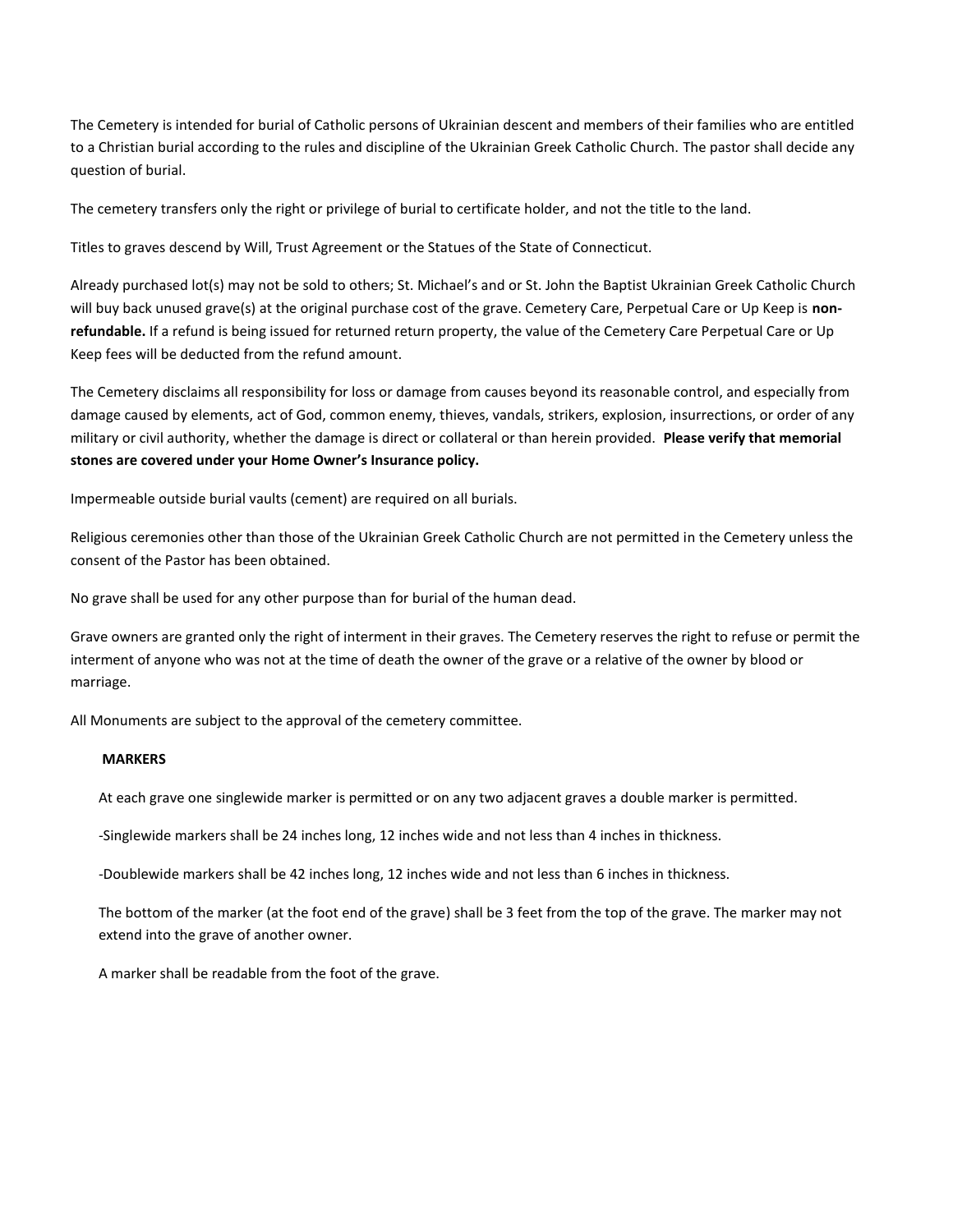The Cemetery is intended for burial of Catholic persons of Ukrainian descent and members of their families who are entitled to a Christian burial according to the rules and discipline of the Ukrainian Greek Catholic Church. The pastor shall decide any question of burial.

The cemetery transfers only the right or privilege of burial to certificate holder, and not the title to the land.

Titles to graves descend by Will, Trust Agreement or the Statues of the State of Connecticut.

Already purchased lot(s) may not be sold to others; St. Michael's and or St. John the Baptist Ukrainian Greek Catholic Church will buy back unused grave(s) at the original purchase cost of the grave. Cemetery Care, Perpetual Care or Up Keep is **non-refundable.** If a refund is being issued for returned return property, the value of the Cemetery Care Perpetual Care or Up Keep fees will be deducted from the refund amount.

The Cemetery disclaims all responsibility for loss or damage from causes beyond its reasonable control, and especially from damage caused by elements, act of God, common enemy, thieves, vandals, strikers, explosion, insurrections, or order of any military or civil authority, whether the damage is direct or collateral or than herein provided. **Please verify that memorial stones are covered under your Home Owner's Insurance policy.**

Impermeable outside burial vaults (cement) are required on all burials.

Religious ceremonies other than those of the Ukrainian Greek Catholic Church are not permitted in the Cemetery unless the consent of the Pastor has been obtained.

No grave shall be used for any other purpose than for burial of the human dead.

Grave owners are granted only the right of interment in their graves. The Cemetery reserves the right to refuse or permit the interment of anyone who was not at the time of death the owner of the grave or a relative of the owner by blood or marriage.

All Monuments are subject to the approval of the cemetery committee.

**MARKERS**

At each grave one singlewide marker is permitted or on any two adjacent graves a double marker is permitted.

-Singlewide markers shall be 24 inches long, 12 inches wide and not less than 4 inches in thickness.

-Doublewide markers shall be 42 inches long, 12 inches wide and not less than 6 inches in thickness.

The bottom of the marker (at the foot end of the grave) shall be 3 feet from the top of the grave. The marker may not extend into the grave of another owner.

A marker shall be readable from the foot of the grave.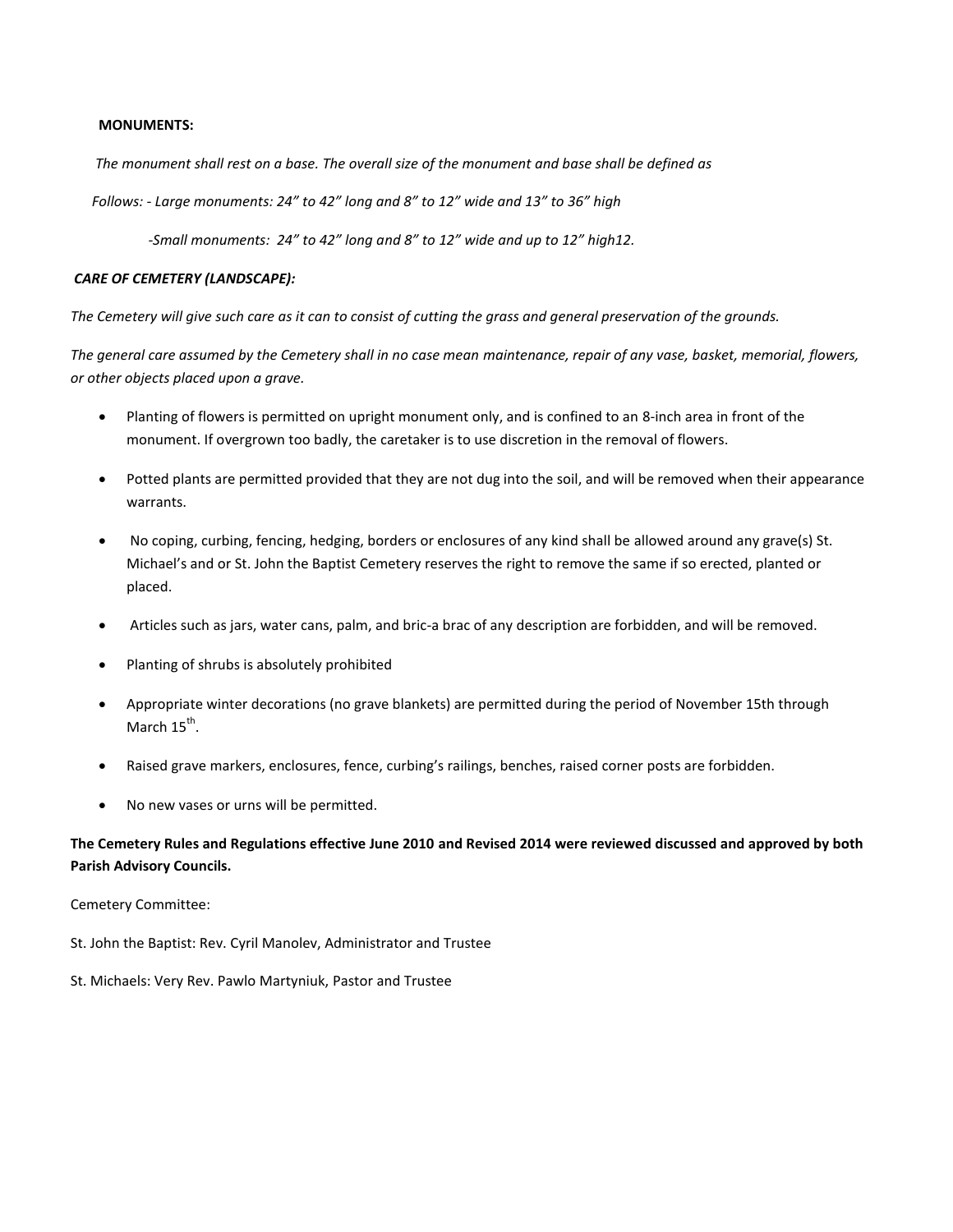**MONUMENTS:**

*The monument shall rest on a base. The overall size of the monument and base shall be defined as*

*Follows: - Large monuments: 24" to 42" long and 8" to 12" wide and 13" to 36" high*

*-Small monuments: 24" to 42" long and 8" to 12" wide and up to 12" high12.*

***CARE OF CEMETERY (LANDSCAPE):***

*The Cemetery will give such care as it can to consist of cutting the grass and general preservation of the grounds.*

*The general care assumed by the Cemetery shall in no case mean maintenance, repair of any vase, basket, memorial, flowers, or other objects placed upon a grave.*

- Planting of flowers is permitted on upright monument only, and is confined to an 8-inch area in front of the monument. If overgrown too badly, the caretaker is to use discretion in the removal of flowers.
- Potted plants are permitted provided that they are not dug into the soil, and will be removed when their appearance warrants.
- No coping, curbing, fencing, hedging, borders or enclosures of any kind shall be allowed around any grave(s) St. Michael's and or St. John the Baptist Cemetery reserves the right to remove the same if so erected, planted or placed.
- Articles such as jars, water cans, palm, and bric-a brac of any description are forbidden, and will be removed.
- Planting of shrubs is absolutely prohibited
- Appropriate winter decorations (no grave blankets) are permitted during the period of November 15th through March 15th.
- Raised grave markers, enclosures, fence, curbing's railings, benches, raised corner posts are forbidden.
- No new vases or urns will be permitted.

**The Cemetery Rules and Regulations effective June 2010 and Revised 2014 were reviewed discussed and approved by both Parish Advisory Councils.**

Cemetery Committee:

St. John the Baptist: Rev. Cyril Manolev, Administrator and Trustee

St. Michaels: Very Rev. Pawlo Martyniuk, Pastor and Trustee